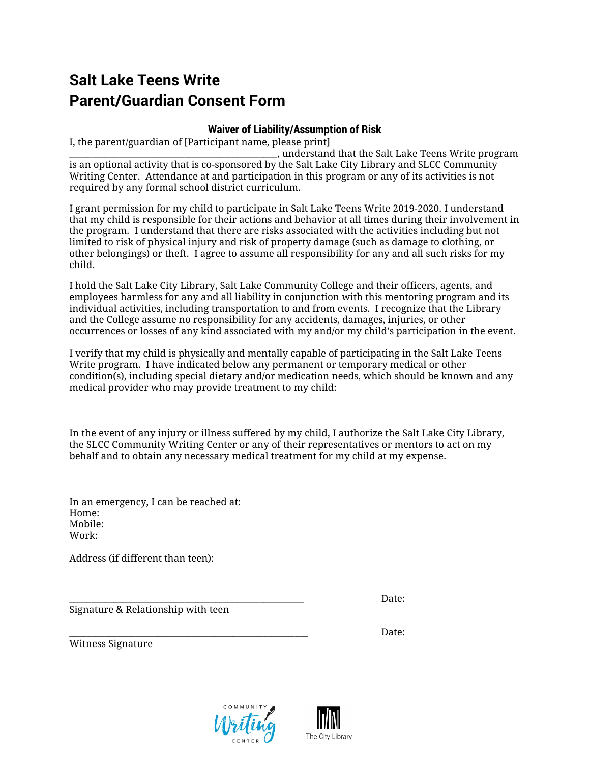# Salt Lake Teens Write
# Parent/Guardian Consent Form

### Waiver of Liability/Assumption of Risk

I, the parent/guardian of [Participant name, please print] ______________________________________________, understand that the Salt Lake Teens Write program is an optional activity that is co-sponsored by the Salt Lake City Library and SLCC Community Writing Center. Attendance at and participation in this program or any of its activities is not required by any formal school district curriculum.

I grant permission for my child to participate in Salt Lake Teens Write 2019-2020. I understand that my child is responsible for their actions and behavior at all times during their involvement in the program. I understand that there are risks associated with the activities including but not limited to risk of physical injury and risk of property damage (such as damage to clothing, or other belongings) or theft. I agree to assume all responsibility for any and all such risks for my child.

I hold the Salt Lake City Library, Salt Lake Community College and their officers, agents, and employees harmless for any and all liability in conjunction with this mentoring program and its individual activities, including transportation to and from events. I recognize that the Library and the College assume no responsibility for any accidents, damages, injuries, or other occurrences or losses of any kind associated with my and/or my child's participation in the event.

I verify that my child is physically and mentally capable of participating in the Salt Lake Teens Write program. I have indicated below any permanent or temporary medical or other condition(s), including special dietary and/or medication needs, which should be known and any medical provider who may provide treatment to my child:

In the event of any injury or illness suffered by my child, I authorize the Salt Lake City Library, the SLCC Community Writing Center or any of their representatives or mentors to act on my behalf and to obtain any necessary medical treatment for my child at my expense.

In an emergency, I can be reached at:
Home:
Mobile:
Work:

Address (if different than teen):

_______________________________________________ Date:
Signature & Relationship with teen

_______________________________________________ Date:
Witness Signature

Community Writing Center

The City Library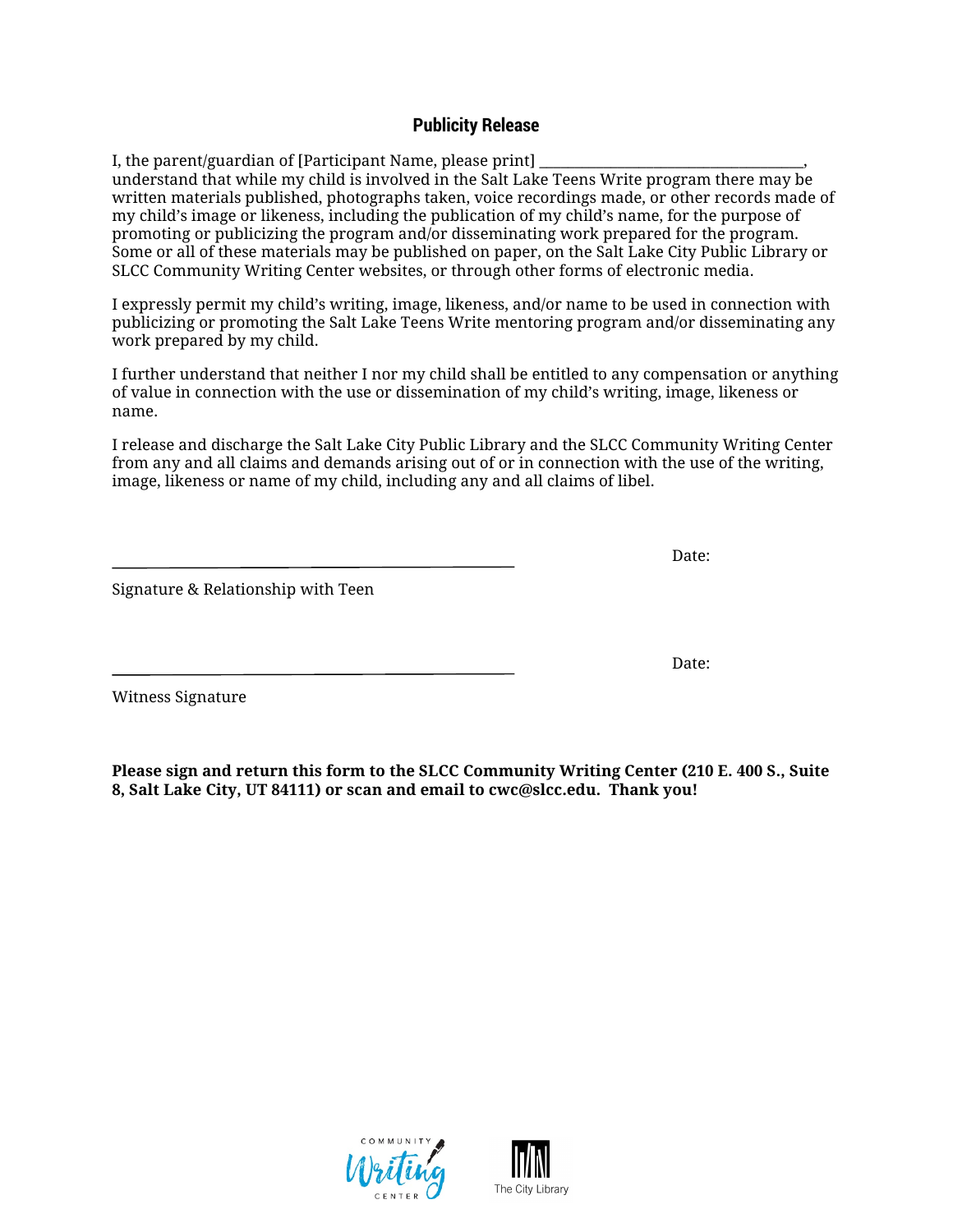## Publicity Release

I, the parent/guardian of [Participant Name, please print] ___________________________________, understand that while my child is involved in the Salt Lake Teens Write program there may be written materials published, photographs taken, voice recordings made, or other records made of my child's image or likeness, including the publication of my child's name, for the purpose of promoting or publicizing the program and/or disseminating work prepared for the program. Some or all of these materials may be published on paper, on the Salt Lake City Public Library or SLCC Community Writing Center websites, or through other forms of electronic media.

I expressly permit my child's writing, image, likeness, and/or name to be used in connection with publicizing or promoting the Salt Lake Teens Write mentoring program and/or disseminating any work prepared by my child.

I further understand that neither I nor my child shall be entitled to any compensation or anything of value in connection with the use or dissemination of my child's writing, image, likeness or name.

I release and discharge the Salt Lake City Public Library and the SLCC Community Writing Center from any and all claims and demands arising out of or in connection with the use of the writing, image, likeness or name of my child, including any and all claims of libel.

______________________________________________ Date:

Signature & Relationship with Teen

______________________________________________ Date:

Witness Signature

**Please sign and return this form to the SLCC Community Writing Center (210 E. 400 S., Suite 8, Salt Lake City, UT 84111) or scan and email to cwc@slcc.edu. Thank you!**

COMMUNITY Writing CENTER

The City Library